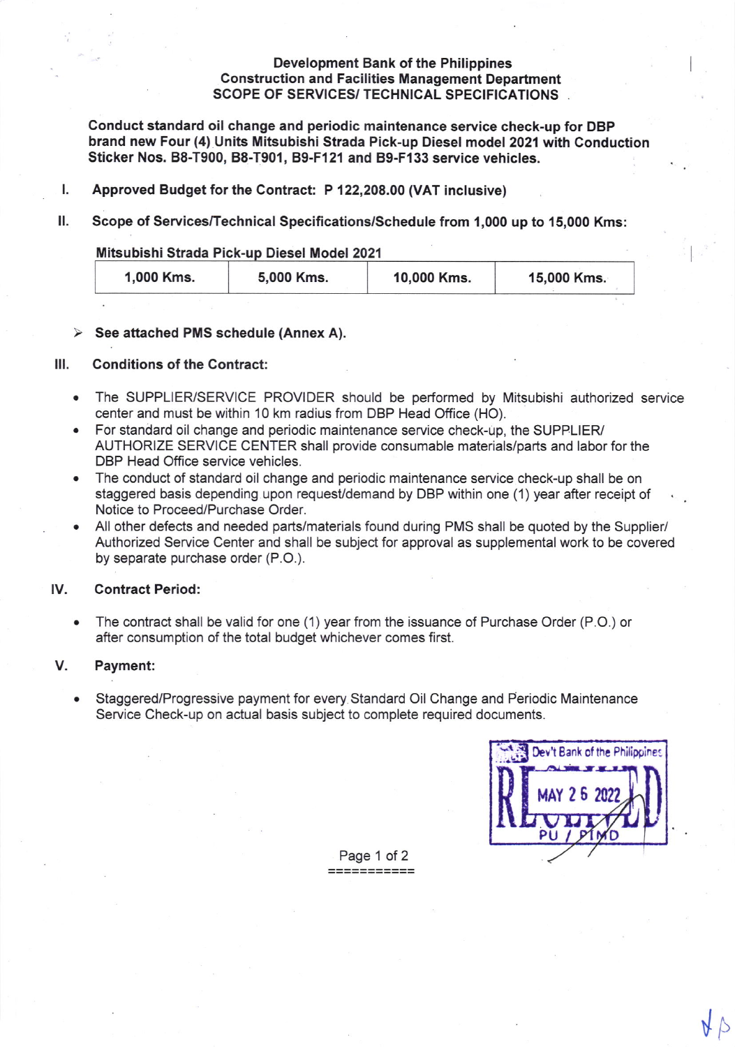**Development Bank of the Philippines**
**Construction and Facilities Management Department**
**SCOPE OF SERVICES/ TECHNICAL SPECIFICATIONS**

**Conduct standard oil change and periodic maintenance service check-up for DBP brand new Four (4) Units Mitsubishi Strada Pick-up Diesel model 2021 with Conduction Sticker Nos. B8-T900, B8-T901, B9-F121 and B9-F133 service vehicles.**

## I. Approved Budget for the Contract: P 122,208.00 (VAT inclusive)

## II. Scope of Services/Technical Specifications/Schedule from 1,000 up to 15,000 Kms:

**Mitsubishi Strada Pick-up Diesel Model 2021**

| 1,000 Kms. | 5,000 Kms. | 10,000 Kms. | 15,000 Kms. |
|---|---|---|---|

- **See attached PMS schedule (Annex A).**

## III. Conditions of the Contract:

- The SUPPLIER/SERVICE PROVIDER should be performed by Mitsubishi authorized service center and must be within 10 km radius from DBP Head Office (HO).
- For standard oil change and periodic maintenance service check-up, the SUPPLIER/ AUTHORIZE SERVICE CENTER shall provide consumable materials/parts and labor for the DBP Head Office service vehicles.
- The conduct of standard oil change and periodic maintenance service check-up shall be on staggered basis depending upon request/demand by DBP within one (1) year after receipt of Notice to Proceed/Purchase Order.
- All other defects and needed parts/materials found during PMS shall be quoted by the Supplier/ Authorized Service Center and shall be subject for approval as supplemental work to be covered by separate purchase order (P.O.).

## IV. Contract Period:

- The contract shall be valid for one (1) year from the issuance of Purchase Order (P.O.) or after consumption of the total budget whichever comes first.

## V. Payment:

- Staggered/Progressive payment for every Standard Oil Change and Periodic Maintenance Service Check-up on actual basis subject to complete required documents.

Dev't Bank of the Philippines
RECEIVED
MAY 26 2022
PU / PIMD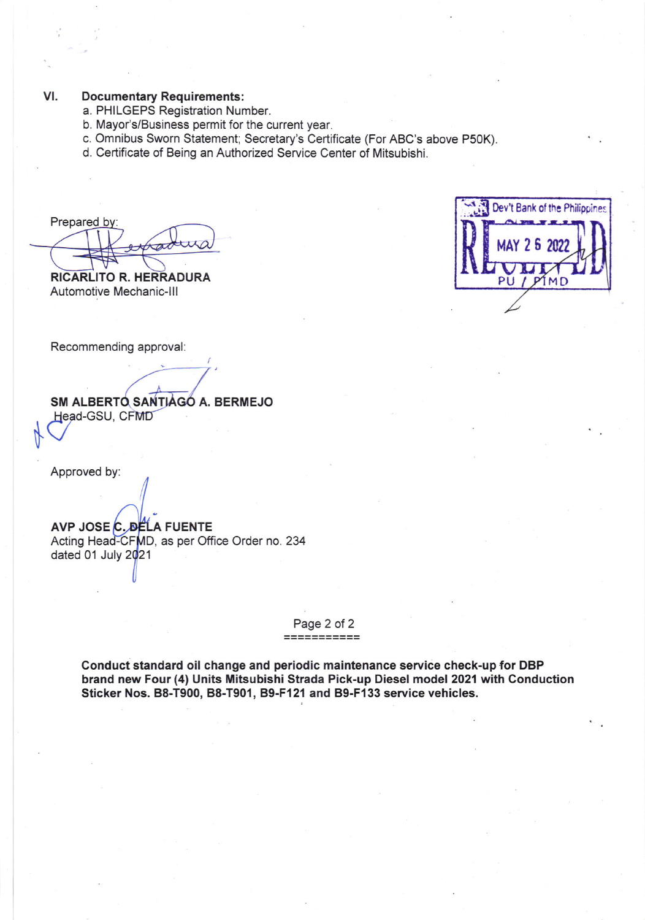### VI. Documentary Requirements:

a. PHILGEPS Registration Number.
b. Mayor's/Business permit for the current year.
c. Omnibus Sworn Statement; Secretary's Certificate (For ABC's above P50K).
d. Certificate of Being an Authorized Service Center of Mitsubishi.

Dev't Bank of the Philippines
RECEIVED
MAY 26 2022
PU / PIMD

Prepared by:

**RICARLITO R. HERRADURA**
Automotive Mechanic-III

Recommending approval:

**SM ALBERTO SANTIAGO A. BERMEJO**
Head-GSU, CFMD

Approved by:

**AVP JOSE C. DELA FUENTE**
Acting Head-CFMD, as per Office Order no. 234 dated 01 July 2021

===========

**Conduct standard oil change and periodic maintenance service check-up for DBP brand new Four (4) Units Mitsubishi Strada Pick-up Diesel model 2021 with Conduction Sticker Nos. B8-T900, B8-T901, B9-F121 and B9-F133 service vehicles.**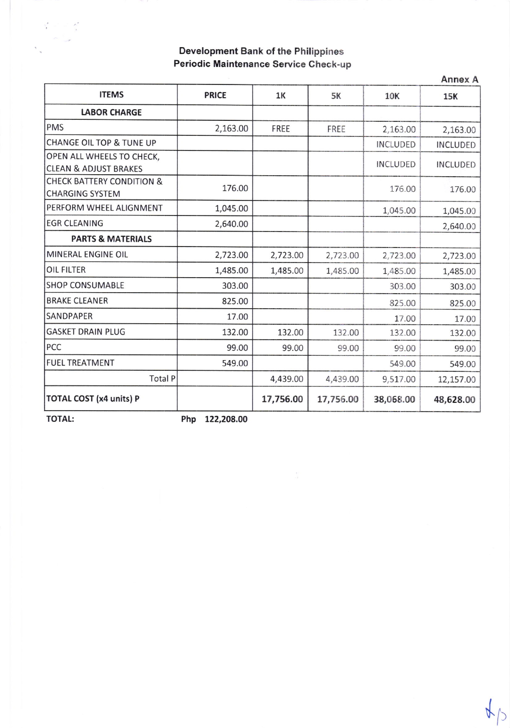**Development Bank of the Philippines**
**Periodic Maintenance Service Check-up**

**Annex A**

| ITEMS | PRICE | 1K | 5K | 10K | 15K |
|---|---|---|---|---|---|
| **LABOR CHARGE** | | | | | |
| PMS | 2,163.00 | FREE | FREE | 2,163.00 | 2,163.00 |
| CHANGE OIL TOP & TUNE UP | | | | INCLUDED | INCLUDED |
| OPEN ALL WHEELS TO CHECK, CLEAN & ADJUST BRAKES | | | | INCLUDED | INCLUDED |
| CHECK BATTERY CONDITION & CHARGING SYSTEM | 176.00 | | | 176.00 | 176.00 |
| PERFORM WHEEL ALIGNMENT | 1,045.00 | | | 1,045.00 | 1,045.00 |
| EGR CLEANING | 2,640.00 | | | | 2,640.00 |
| **PARTS & MATERIALS** | | | | | |
| MINERAL ENGINE OIL | 2,723.00 | 2,723.00 | 2,723.00 | 2,723.00 | 2,723.00 |
| OIL FILTER | 1,485.00 | 1,485.00 | 1,485.00 | 1,485.00 | 1,485.00 |
| SHOP CONSUMABLE | 303.00 | | | 303.00 | 303.00 |
| BRAKE CLEANER | 825.00 | | | 825.00 | 825.00 |
| SANDPAPER | 17.00 | | | 17.00 | 17.00 |
| GASKET DRAIN PLUG | 132.00 | 132.00 | 132.00 | 132.00 | 132.00 |
| PCC | 99.00 | 99.00 | 99.00 | 99.00 | 99.00 |
| FUEL TREATMENT | 549.00 | | | 549.00 | 549.00 |
| Total P | | 4,439.00 | 4,439.00 | 9,517.00 | 12,157.00 |
| **TOTAL COST (x4 units) P** | | **17,756.00** | **17,756.00** | **38,068.00** | **48,628.00** |

**TOTAL:** **Php 122,208.00**